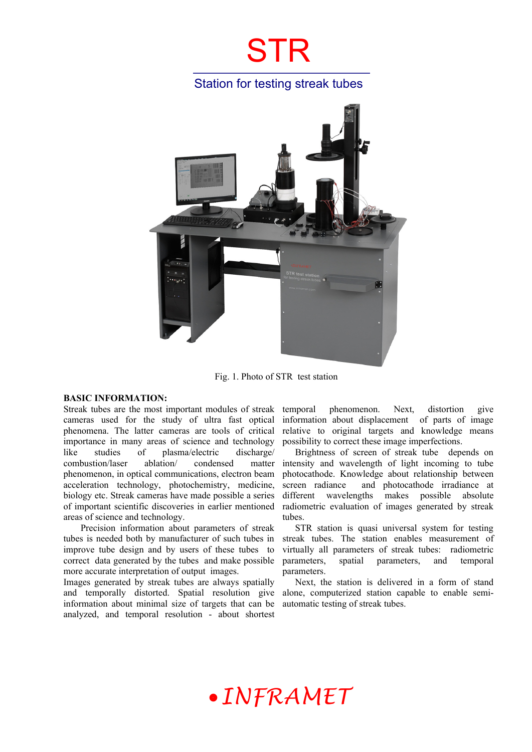# STR

## Station for testing streak tubes

Fig. 1. Photo of STR test station

**BASIC INFORMATION:**

Streak tubes are the most important modules of streak cameras used for the study of ultra fast optical phenomena. The latter cameras are tools of critical importance in many areas of science and technology like studies of plasma/electric discharge/ combustion/laser ablation/ condensed matter phenomenon, in optical communications, electron beam acceleration technology, photochemistry, medicine, biology etc. Streak cameras have made possible a series of important scientific discoveries in earlier mentioned areas of science and technology.

Precision information about parameters of streak tubes is needed both by manufacturer of such tubes in improve tube design and by users of these tubes to correct data generated by the tubes and make possible more accurate interpretation of output images.

Images generated by streak tubes are always spatially and temporally distorted. Spatial resolution give information about minimal size of targets that can be analyzed, and temporal resolution - about shortest temporal phenomenon. Next, distortion give information about displacement of parts of image relative to original targets and knowledge means possibility to correct these image imperfections.

Brightness of screen of streak tube depends on intensity and wavelength of light incoming to tube photocathode. Knowledge about relationship between screen radiance and photocathode irradiance at different wavelengths makes possible absolute radiometric evaluation of images generated by streak tubes.

STR station is quasi universal system for testing streak tubes. The station enables measurement of virtually all parameters of streak tubes: radiometric parameters, spatial parameters, and temporal parameters.

Next, the station is delivered in a form of stand alone, computerized station capable to enable semi-automatic testing of streak tubes.

*INFRAMET*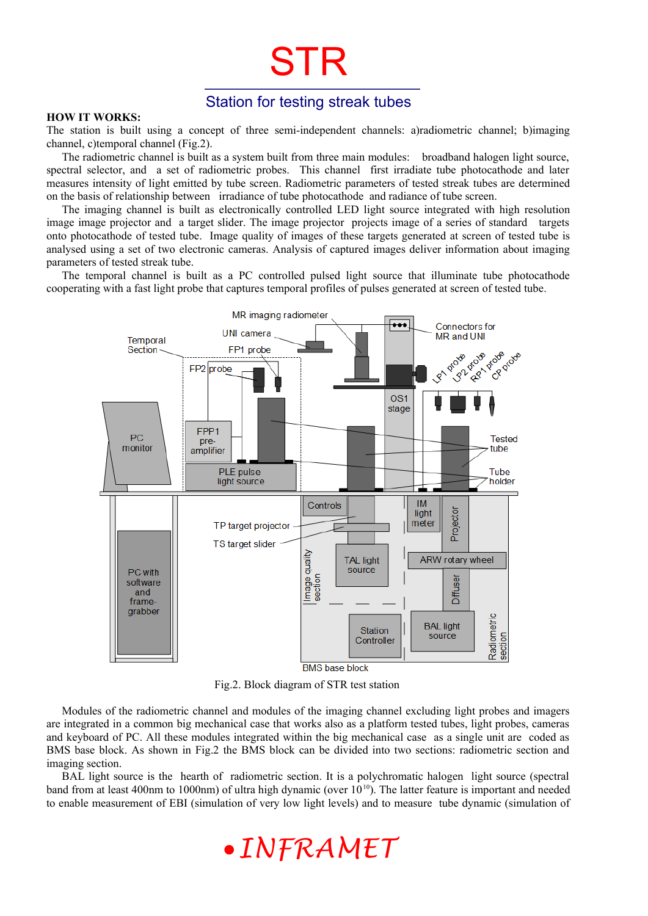# STR

## Station for testing streak tubes

**HOW IT WORKS:**

The station is built using a concept of three semi-independent channels: a)radiometric channel; b)imaging channel, c)temporal channel (Fig.2).

The radiometric channel is built as a system built from three main modules: broadband halogen light source, spectral selector, and a set of radiometric probes. This channel first irradiate tube photocathode and later measures intensity of light emitted by tube screen. Radiometric parameters of tested streak tubes are determined on the basis of relationship between irradiance of tube photocathode and radiance of tube screen.

The imaging channel is built as electronically controlled LED light source integrated with high resolution image image projector and a target slider. The image projector projects image of a series of standard targets onto photocathode of tested tube. Image quality of images of these targets generated at screen of tested tube is analysed using a set of two electronic cameras. Analysis of captured images deliver information about imaging parameters of tested streak tube.

The temporal channel is built as a PC controlled pulsed light source that illuminate tube photocathode cooperating with a fast light probe that captures temporal profiles of pulses generated at screen of tested tube.

Fig.2. Block diagram of STR test station

Modules of the radiometric channel and modules of the imaging channel excluding light probes and imagers are integrated in a common big mechanical case that works also as a platform tested tubes, light probes, cameras and keyboard of PC. All these modules integrated within the big mechanical case as a single unit are coded as BMS base block. As shown in Fig.2 the BMS block can be divided into two sections: radiometric section and imaging section.

BAL light source is the hearth of radiometric section. It is a polychromatic halogen light source (spectral band from at least 400nm to 1000nm) of ultra high dynamic (over $10^{10}$). The latter feature is important and needed to enable measurement of EBI (simulation of very low light levels) and to measure tube dynamic (simulation of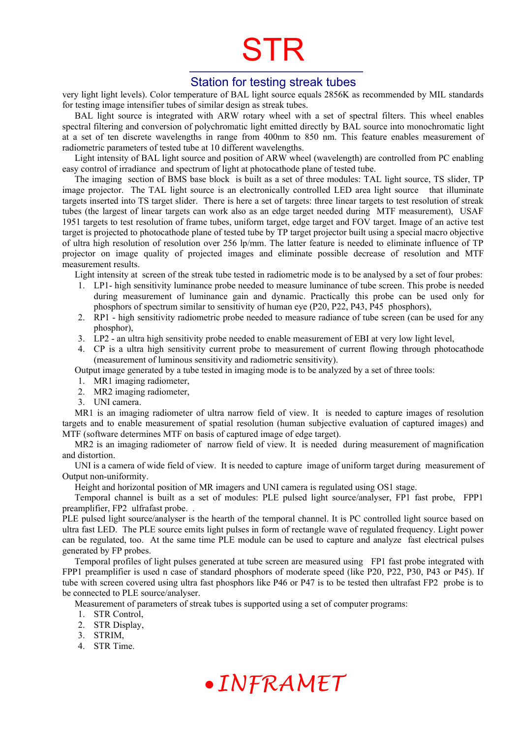very light light levels). Color temperature of BAL light source equals 2856K as recommended by MIL standards for testing image intensifier tubes of similar design as streak tubes.

BAL light source is integrated with ARW rotary wheel with a set of spectral filters. This wheel enables spectral filtering and conversion of polychromatic light emitted directly by BAL source into monochromatic light at a set of ten discrete wavelengths in range from 400nm to 850 nm. This feature enables measurement of radiometric parameters of tested tube at 10 different wavelengths.

Light intensity of BAL light source and position of ARW wheel (wavelength) are controlled from PC enabling easy control of irradiance and spectrum of light at photocathode plane of tested tube.

The imaging section of BMS base block is built as a set of three modules: TAL light source, TS slider, TP image projector. The TAL light source is an electronically controlled LED area light source that illuminate targets inserted into TS target slider. There is here a set of targets: three linear targets to test resolution of streak tubes (the largest of linear targets can work also as an edge target needed during MTF measurement), USAF 1951 targets to test resolution of frame tubes, uniform target, edge target and FOV target. Image of an active test target is projected to photocathode plane of tested tube by TP target projector built using a special macro objective of ultra high resolution of resolution over 256 lp/mm. The latter feature is needed to eliminate influence of TP projector on image quality of projected images and eliminate possible decrease of resolution and MTF measurement results.

Light intensity at screen of the streak tube tested in radiometric mode is to be analysed by a set of four probes:

1. LP1- high sensitivity luminance probe needed to measure luminance of tube screen. This probe is needed during measurement of luminance gain and dynamic. Practically this probe can be used only for phosphors of spectrum similar to sensitivity of human eye (P20, P22, P43, P45 phosphors),
2. RP1 - high sensitivity radiometric probe needed to measure radiance of tube screen (can be used for any phosphor),
3. LP2 - an ultra high sensitivity probe needed to enable measurement of EBI at very low light level,
4. CP is a ultra high sensitivity current probe to measurement of current flowing through photocathode (measurement of luminous sensitivity and radiometric sensitivity).

Output image generated by a tube tested in imaging mode is to be analyzed by a set of three tools:

1. MR1 imaging radiometer,
2. MR2 imaging radiometer,
3. UNI camera.

MR1 is an imaging radiometer of ultra narrow field of view. It is needed to capture images of resolution targets and to enable measurement of spatial resolution (human subjective evaluation of captured images) and MTF (software determines MTF on basis of captured image of edge target).

MR2 is an imaging radiometer of narrow field of view. It is needed during measurement of magnification and distortion.

UNI is a camera of wide field of view. It is needed to capture image of uniform target during measurement of Output non-uniformity.

Height and horizontal position of MR imagers and UNI camera is regulated using OS1 stage.

Temporal channel is built as a set of modules: PLE pulsed light source/analyser, FP1 fast probe, FPP1 preamplifier, FP2 ulfrafast probe. .

PLE pulsed light source/analyser is the hearth of the temporal channel. It is PC controlled light source based on ultra fast LED. The PLE source emits light pulses in form of rectangle wave of regulated frequency. Light power can be regulated, too. At the same time PLE module can be used to capture and analyze fast electrical pulses generated by FP probes.

Temporal profiles of light pulses generated at tube screen are measured using FP1 fast probe integrated with FPP1 preamplifier is used n case of standard phosphors of moderate speed (like P20, P22, P30, P43 or P45). If tube with screen covered using ultra fast phosphors like P46 or P47 is to be tested then ultrafast FP2 probe is to be connected to PLE source/analyser.

Measurement of parameters of streak tubes is supported using a set of computer programs:

1. STR Control,
2. STR Display,
3. STRIM,
4. STR Time.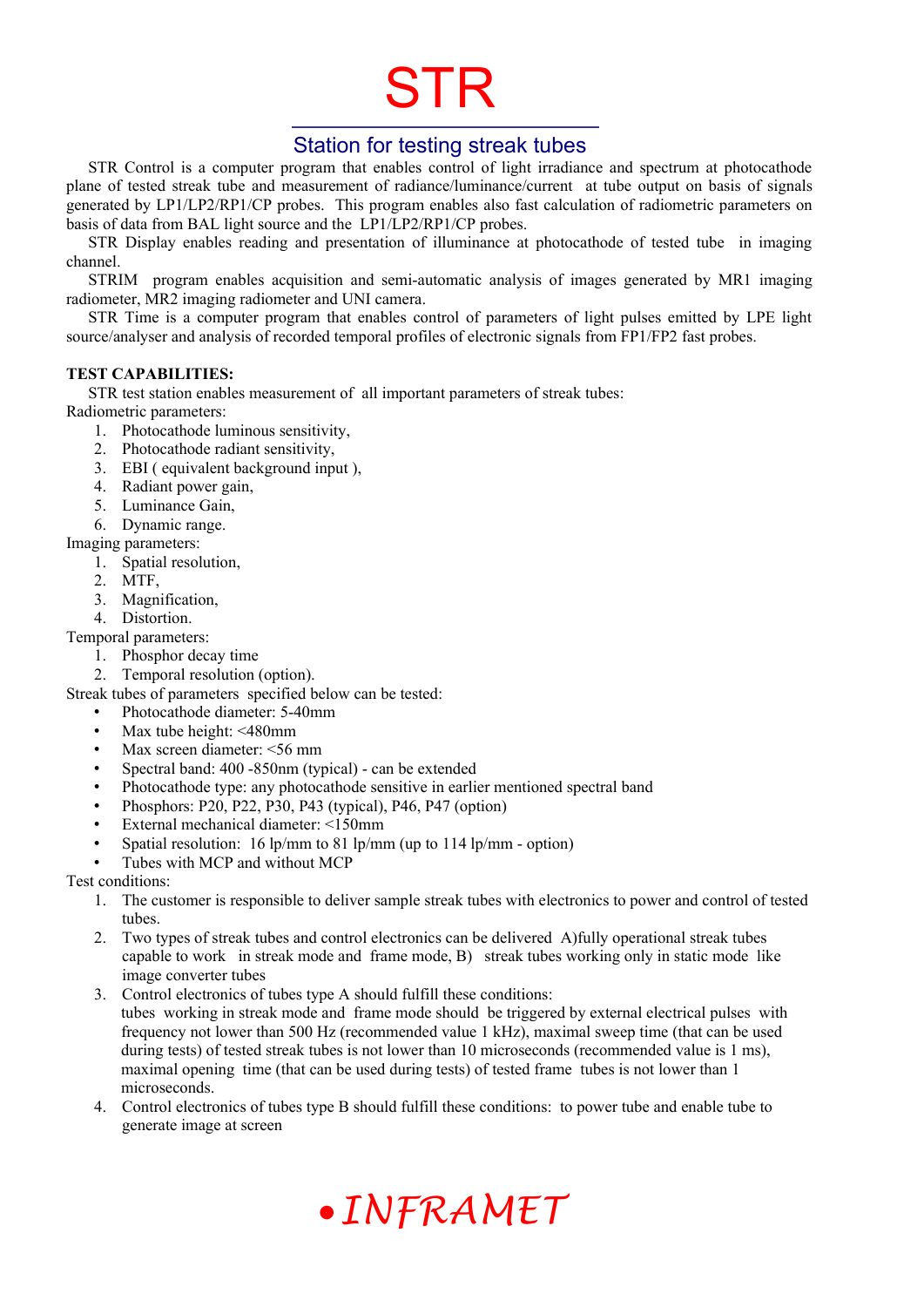# STR

## Station for testing streak tubes

STR Control is a computer program that enables control of light irradiance and spectrum at photocathode plane of tested streak tube and measurement of radiance/luminance/current at tube output on basis of signals generated by LP1/LP2/RP1/CP probes. This program enables also fast calculation of radiometric parameters on basis of data from BAL light source and the LP1/LP2/RP1/CP probes.

STR Display enables reading and presentation of illuminance at photocathode of tested tube in imaging channel.

STRIM program enables acquisition and semi-automatic analysis of images generated by MR1 imaging radiometer, MR2 imaging radiometer and UNI camera.

STR Time is a computer program that enables control of parameters of light pulses emitted by LPE light source/analyser and analysis of recorded temporal profiles of electronic signals from FP1/FP2 fast probes.

**TEST CAPABILITIES:**

STR test station enables measurement of all important parameters of streak tubes:

Radiometric parameters:

1. Photocathode luminous sensitivity,
2. Photocathode radiant sensitivity,
3. EBI ( equivalent background input ),
4. Radiant power gain,
5. Luminance Gain,
6. Dynamic range.

Imaging parameters:

1. Spatial resolution,
2. MTF,
3. Magnification,
4. Distortion.

Temporal parameters:

1. Phosphor decay time
2. Temporal resolution (option).

Streak tubes of parameters specified below can be tested:

- Photocathode diameter: 5-40mm
- Max tube height: <480mm
- Max screen diameter: <56 mm
- Spectral band: 400 -850nm (typical) - can be extended
- Photocathode type: any photocathode sensitive in earlier mentioned spectral band
- Phosphors: P20, P22, P30, P43 (typical), P46, P47 (option)
- External mechanical diameter: <150mm
- Spatial resolution: 16 lp/mm to 81 lp/mm (up to 114 lp/mm - option)
- Tubes with MCP and without MCP

Test conditions:

1. The customer is responsible to deliver sample streak tubes with electronics to power and control of tested tubes.
2. Two types of streak tubes and control electronics can be delivered A)fully operational streak tubes capable to work in streak mode and frame mode, B) streak tubes working only in static mode like image converter tubes
3. Control electronics of tubes type A should fulfill these conditions: tubes working in streak mode and frame mode should be triggered by external electrical pulses with frequency not lower than 500 Hz (recommended value 1 kHz), maximal sweep time (that can be used during tests) of tested streak tubes is not lower than 10 microseconds (recommended value is 1 ms), maximal opening time (that can be used during tests) of tested frame tubes is not lower than 1 microseconds.
4. Control electronics of tubes type B should fulfill these conditions: to power tube and enable tube to generate image at screen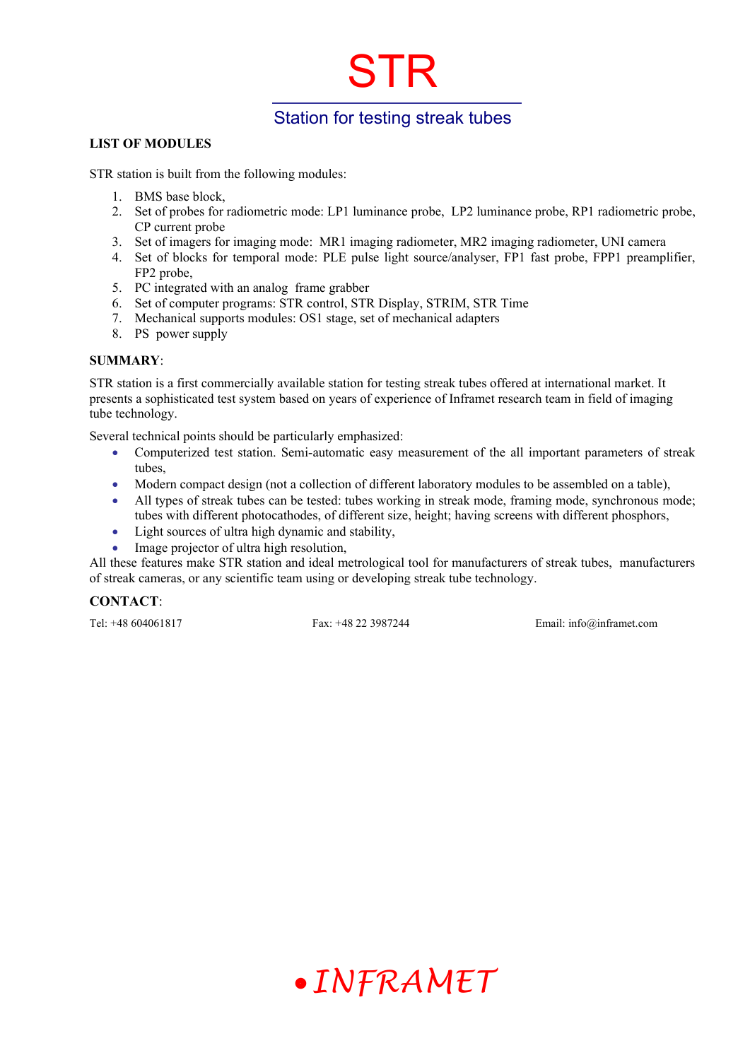# STR

## Station for testing streak tubes

**LIST OF MODULES**

STR station is built from the following modules:

1. BMS base block,
2. Set of probes for radiometric mode: LP1 luminance probe, LP2 luminance probe, RP1 radiometric probe, CP current probe
3. Set of imagers for imaging mode: MR1 imaging radiometer, MR2 imaging radiometer, UNI camera
4. Set of blocks for temporal mode: PLE pulse light source/analyser, FP1 fast probe, FPP1 preamplifier, FP2 probe,
5. PC integrated with an analog frame grabber
6. Set of computer programs: STR control, STR Display, STRIM, STR Time
7. Mechanical supports modules: OS1 stage, set of mechanical adapters
8. PS power supply

**SUMMARY**:

STR station is a first commercially available station for testing streak tubes offered at international market. It presents a sophisticated test system based on years of experience of Inframet research team in field of imaging tube technology.

Several technical points should be particularly emphasized:

- Computerized test station. Semi-automatic easy measurement of the all important parameters of streak tubes,
- Modern compact design (not a collection of different laboratory modules to be assembled on a table),
- All types of streak tubes can be tested: tubes working in streak mode, framing mode, synchronous mode; tubes with different photocathodes, of different size, height; having screens with different phosphors,
- Light sources of ultra high dynamic and stability,
- Image projector of ultra high resolution,

All these features make STR station and ideal metrological tool for manufacturers of streak tubes, manufacturers of streak cameras, or any scientific team using or developing streak tube technology.

**CONTACT**:

Tel: +48 604061817 Fax: +48 22 3987244 Email: info@inframet.com

• INFRAMET